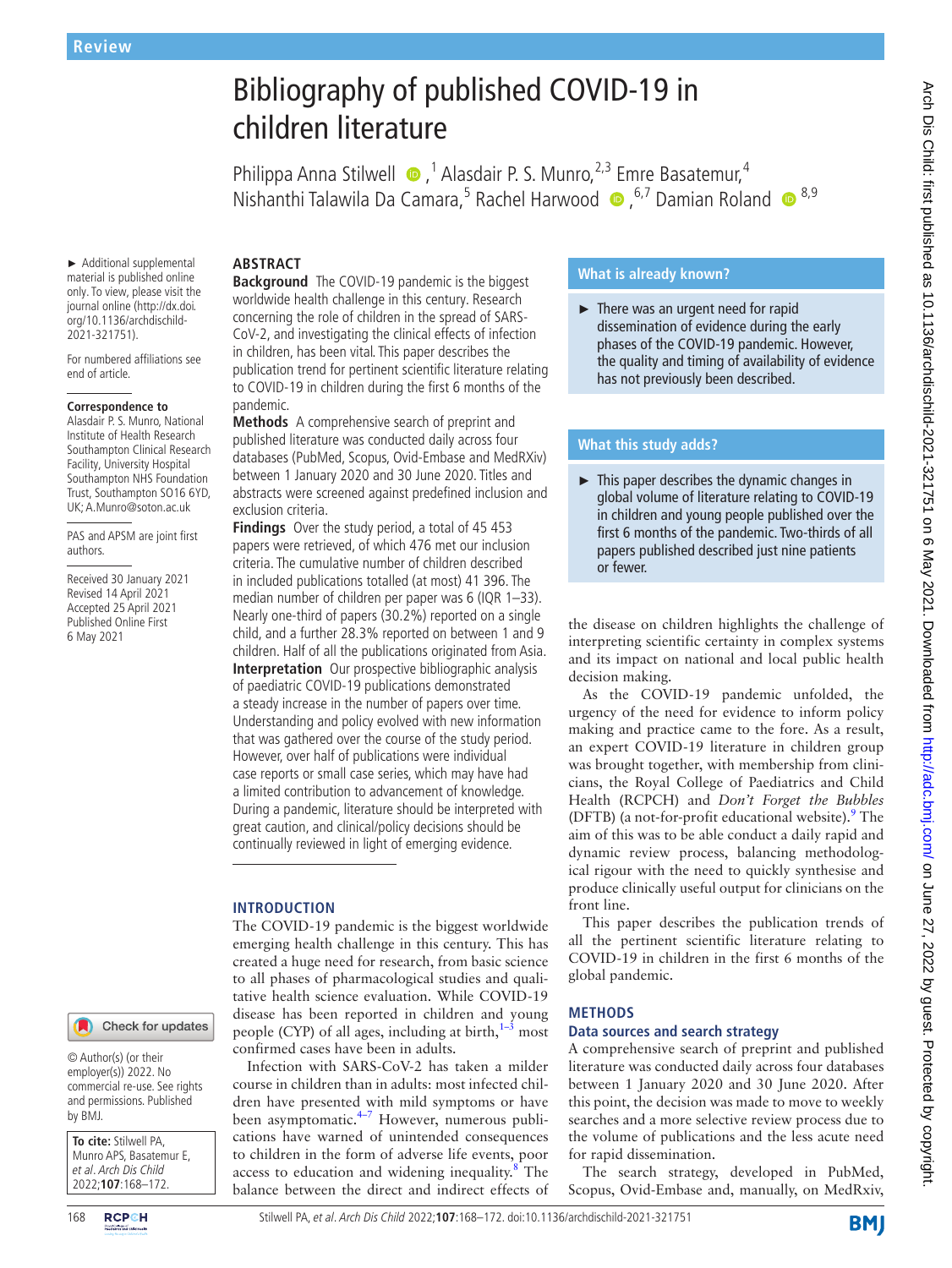Review

# Bibliography of published COVID-19 in children literature

Philippa Anna Stilwell,[1] Alasdair P. S. Munro,[2,3] Emre Basatemur,[4] Nishanthi Talawila Da Camara,[5] Rachel Harwood,[6,7] Damian Roland[8,9]

► Additional supplemental material is published online only. To view, please visit the journal online (http://dx.doi.org/10.1136/archdischild-2021-321751).

For numbered affiliations see end of article.

**Correspondence to**
Alasdair P. S. Munro, National Institute of Health Research Southampton Clinical Research Facility, University Hospital Southampton NHS Foundation Trust, Southampton SO16 6YD, UK; A.Munro@soton.ac.uk

PAS and APSM are joint first authors.

Received 30 January 2021
Revised 14 April 2021
Accepted 25 April 2021
Published Online First 6 May 2021

© Author(s) (or their employer(s)) 2022. No commercial re-use. See rights and permissions. Published by BMJ.

**To cite:** Stilwell PA, Munro APS, Basatemur E, *et al*. *Arch Dis Child* 2022;**107**:168–172.

## ABSTRACT

**Background** The COVID-19 pandemic is the biggest worldwide health challenge in this century. Research concerning the role of children in the spread of SARS-CoV-2, and investigating the clinical effects of infection in children, has been vital. This paper describes the publication trend for pertinent scientific literature relating to COVID-19 in children during the first 6 months of the pandemic.

**Methods** A comprehensive search of preprint and published literature was conducted daily across four databases (PubMed, Scopus, Ovid-Embase and MedRXiv) between 1 January 2020 and 30 June 2020. Titles and abstracts were screened against predefined inclusion and exclusion criteria.

**Findings** Over the study period, a total of 45 453 papers were retrieved, of which 476 met our inclusion criteria. The cumulative number of children described in included publications totalled (at most) 41 396. The median number of children per paper was 6 (IQR 1–33). Nearly one-third of papers (30.2%) reported on a single child, and a further 28.3% reported on between 1 and 9 children. Half of all the publications originated from Asia.

**Interpretation** Our prospective bibliographic analysis of paediatric COVID-19 publications demonstrated a steady increase in the number of papers over time. Understanding and policy evolved with new information that was gathered over the course of the study period. However, over half of publications were individual case reports or small case series, which may have had a limited contribution to advancement of knowledge. During a pandemic, literature should be interpreted with great caution, and clinical/policy decisions should be continually reviewed in light of emerging evidence.

### What is already known?

► There was an urgent need for rapid dissemination of evidence during the early phases of the COVID-19 pandemic. However, the quality and timing of availability of evidence has not previously been described.

### What this study adds?

► This paper describes the dynamic changes in global volume of literature relating to COVID-19 in children and young people published over the first 6 months of the pandemic. Two-thirds of all papers published described just nine patients or fewer.

## INTRODUCTION

The COVID-19 pandemic is the biggest worldwide emerging health challenge in this century. This has created a huge need for research, from basic science to all phases of pharmacological studies and qualitative health science evaluation. While COVID-19 disease has been reported in children and young people (CYP) of all ages, including at birth,[1–3] most confirmed cases have been in adults.

Infection with SARS-CoV-2 has taken a milder course in children than in adults: most infected children have presented with mild symptoms or have been asymptomatic.[4–7] However, numerous publications have warned of unintended consequences to children in the form of adverse life events, poor access to education and widening inequality.[8] The balance between the direct and indirect effects of the disease on children highlights the challenge of interpreting scientific certainty in complex systems and its impact on national and local public health decision making.

As the COVID-19 pandemic unfolded, the urgency of the need for evidence to inform policy making and practice came to the fore. As a result, an expert COVID-19 literature in children group was brought together, with membership from clinicians, the Royal College of Paediatrics and Child Health (RCPCH) and *Don't Forget the Bubbles* (DFTB) (a not-for-profit educational website).[9] The aim of this was to be able conduct a daily rapid and dynamic review process, balancing methodological rigour with the need to quickly synthesise and produce clinically useful output for clinicians on the front line.

This paper describes the publication trends of all the pertinent scientific literature relating to COVID-19 in children in the first 6 months of the global pandemic.

## METHODS

### Data sources and search strategy

A comprehensive search of preprint and published literature was conducted daily across four databases between 1 January 2020 and 30 June 2020. After this point, the decision was made to move to weekly searches and a more selective review process due to the volume of publications and the less acute need for rapid dissemination.

The search strategy, developed in PubMed, Scopus, Ovid-Embase and, manually, on MedRxiv,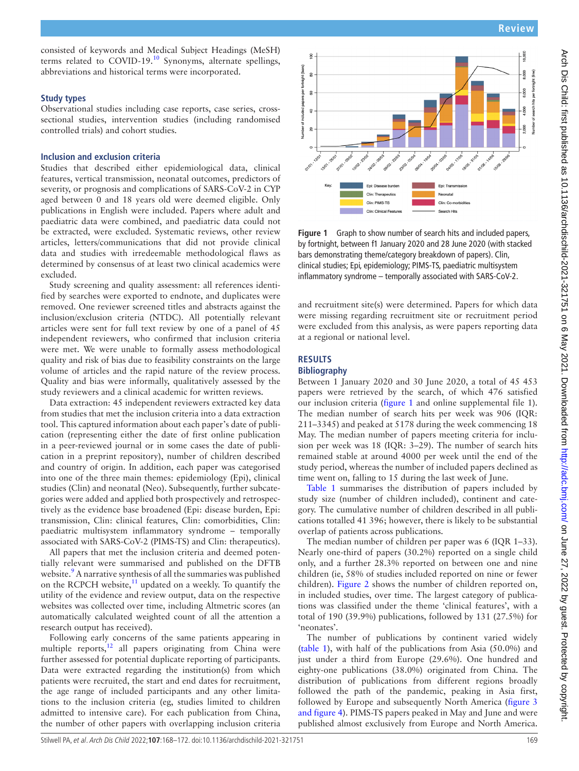consisted of keywords and Medical Subject Headings (MeSH) terms related to COVID-19.[10] Synonyms, alternate spellings, abbreviations and historical terms were incorporated.

### Study types

Observational studies including case reports, case series, cross-sectional studies, intervention studies (including randomised controlled trials) and cohort studies.

### Inclusion and exclusion criteria

Studies that described either epidemiological data, clinical features, vertical transmission, neonatal outcomes, predictors of severity, or prognosis and complications of SARS-CoV-2 in CYP aged between 0 and 18 years old were deemed eligible. Only publications in English were included. Papers where adult and paediatric data were combined, and paediatric data could not be extracted, were excluded. Systematic reviews, other review articles, letters/communications that did not provide clinical data and studies with irredeemable methodological flaws as determined by consensus of at least two clinical academics were excluded.

Study screening and quality assessment: all references identified by searches were exported to endnote, and duplicates were removed. One reviewer screened titles and abstracts against the inclusion/exclusion criteria (NTDC). All potentially relevant articles were sent for full text review by one of a panel of 45 independent reviewers, who confirmed that inclusion criteria were met. We were unable to formally assess methodological quality and risk of bias due to feasibility constraints on the large volume of articles and the rapid nature of the review process. Quality and bias were informally, qualitatively assessed by the study reviewers and a clinical academic for written reviews.

Data extraction: 45 independent reviewers extracted key data from studies that met the inclusion criteria into a data extraction tool. This captured information about each paper's date of publication (representing either the date of first online publication in a peer-reviewed journal or in some cases the date of publication in a preprint repository), number of children described and country of origin. In addition, each paper was categorised into one of the three main themes: epidemiology (Epi), clinical studies (Clin) and neonatal (Neo). Subsequently, further subcategories were added and applied both prospectively and retrospectively as the evidence base broadened (Epi: disease burden, Epi: transmission, Clin: clinical features, Clin: comorbidities, Clin: paediatric multisystem inflammatory syndrome – temporally associated with SARS-CoV-2 (PIMS-TS) and Clin: therapeutics).

All papers that met the inclusion criteria and deemed potentially relevant were summarised and published on the DFTB website.[9] A narrative synthesis of all the summaries was published on the RCPCH website,[11] updated on a weekly. To quantify the utility of the evidence and review output, data on the respective websites was collected over time, including Altmetric scores (an automatically calculated weighted count of all the attention a research output has received).

Following early concerns of the same patients appearing in multiple reports,[12] all papers originating from China were further assessed for potential duplicate reporting of participants. Data were extracted regarding the institution(s) from which patients were recruited, the start and end dates for recruitment, the age range of included participants and any other limitations to the inclusion criteria (eg, studies limited to children admitted to intensive care). For each publication from China, the number of other papers with overlapping inclusion criteria and recruitment site(s) were determined. Papers for which data were missing regarding recruitment site or recruitment period were excluded from this analysis, as were papers reporting data at a regional or national level.

Figure 1 Graph to show number of search hits and included papers, by fortnight, between f1 January 2020 and 28 June 2020 (with stacked bars demonstrating theme/category breakdown of papers). Clin, clinical studies; Epi, epidemiology; PIMS-TS, paediatric multisystem inflammatory syndrome – temporally associated with SARS-CoV-2.

## RESULTS

### Bibliography

Between 1 January 2020 and 30 June 2020, a total of 45 453 papers were retrieved by the search, of which 476 satisfied our inclusion criteria (figure 1 and online supplemental file 1). The median number of search hits per week was 906 (IQR: 211–3345) and peaked at 5178 during the week commencing 18 May. The median number of papers meeting criteria for inclusion per week was 18 (IQR: 3–29). The number of search hits remained stable at around 4000 per week until the end of the study period, whereas the number of included papers declined as time went on, falling to 15 during the last week of June.

Table 1 summarises the distribution of papers included by study size (number of children included), continent and category. The cumulative number of children described in all publications totalled 41 396; however, there is likely to be substantial overlap of patients across publications.

The median number of children per paper was 6 (IQR 1–33). Nearly one-third of papers (30.2%) reported on a single child only, and a further 28.3% reported on between one and nine children (ie, 58% of studies included reported on nine or fewer children). Figure 2 shows the number of children reported on, in included studies, over time. The largest category of publications was classified under the theme 'clinical features', with a total of 190 (39.9%) publications, followed by 131 (27.5%) for 'neonates'.

The number of publications by continent varied widely (table 1), with half of the publications from Asia (50.0%) and just under a third from Europe (29.6%). One hundred and eighty-one publications (38.0%) originated from China. The distribution of publications from different regions broadly followed the path of the pandemic, peaking in Asia first, followed by Europe and subsequently North America (figure 3 and figure 4). PIMS-TS papers peaked in May and June and were published almost exclusively from Europe and North America.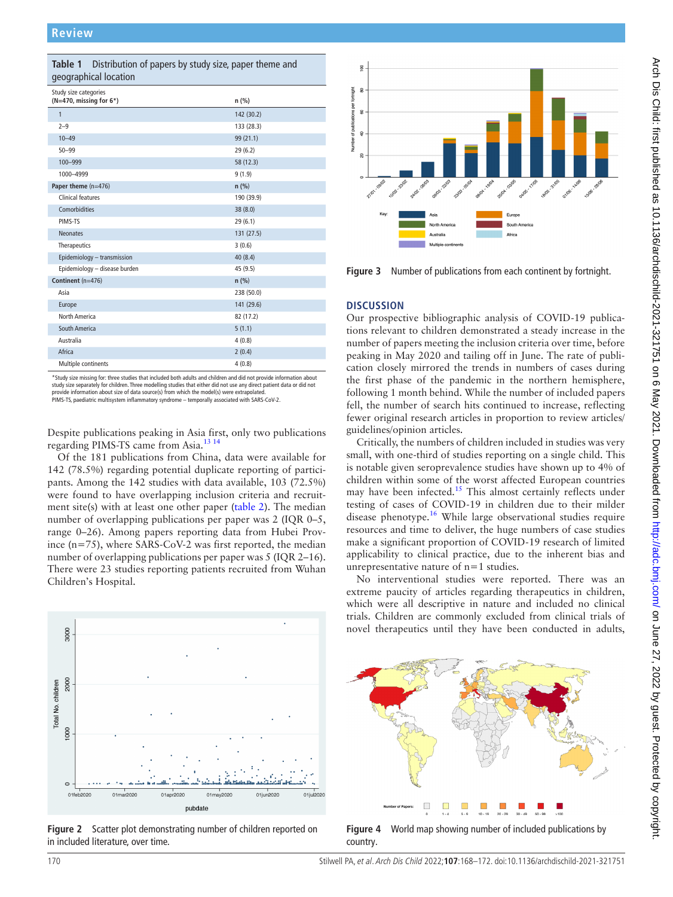**Table 1** Distribution of papers by study size, paper theme and geographical location

| Study size categories (N=470, missing for 6*) | n (%) |
|---|---|
| 1 | 142 (30.2) |
| 2–9 | 133 (28.3) |
| 10–49 | 99 (21.1) |
| 50–99 | 29 (6.2) |
| 100–999 | 58 (12.3) |
| 1000–4999 | 9 (1.9) |
| **Paper theme** (n=476) | **n (%)** |
| Clinical features | 190 (39.9) |
| Comorbidities | 38 (8.0) |
| PIMS-TS | 29 (6.1) |
| Neonates | 131 (27.5) |
| Therapeutics | 3 (0.6) |
| Epidemiology – transmission | 40 (8.4) |
| Epidemiology – disease burden | 45 (9.5) |
| **Continent** (n=476) | **n (%)** |
| Asia | 238 (50.0) |
| Europe | 141 (29.6) |
| North America | 82 (17.2) |
| South America | 5 (1.1) |
| Australia | 4 (0.8) |
| Africa | 2 (0.4) |
| Multiple continents | 4 (0.8) |

*Study size missing for: three studies that included both adults and children and did not provide information about study size separately for children. Three modelling studies that either did not use any direct patient data or did not provide information about size of data source(s) from which the model(s) were extrapolated.
PIMS-TS, paediatric multisystem inflammatory syndrome – temporally associated with SARS-CoV-2.

Despite publications peaking in Asia first, only two publications regarding PIMS-TS came from Asia.[13 14]

Of the 181 publications from China, data were available for 142 (78.5%) regarding potential duplicate reporting of participants. Among the 142 studies with data available, 103 (72.5%) were found to have overlapping inclusion criteria and recruitment site(s) with at least one other paper (table 2). The median number of overlapping publications per paper was 2 (IQR 0–5, range 0–26). Among papers reporting data from Hubei Province (n=75), where SARS-CoV-2 was first reported, the median number of overlapping publications per paper was 5 (IQR 2–16). There were 23 studies reporting patients recruited from Wuhan Children's Hospital.

**Figure 2** Scatter plot demonstrating number of children reported on in included literature, over time.

**Figure 3** Number of publications from each continent by fortnight.

## DISCUSSION

Our prospective bibliographic analysis of COVID-19 publications relevant to children demonstrated a steady increase in the number of papers meeting the inclusion criteria over time, before peaking in May 2020 and tailing off in June. The rate of publication closely mirrored the trends in numbers of cases during the first phase of the pandemic in the northern hemisphere, following 1 month behind. While the number of included papers fell, the number of search hits continued to increase, reflecting fewer original research articles in proportion to review articles/guidelines/opinion articles.

Critically, the numbers of children included in studies was very small, with one-third of studies reporting on a single child. This is notable given seroprevalence studies have shown up to 4% of children within some of the worst affected European countries may have been infected.[15] This almost certainly reflects under testing of cases of COVID-19 in children due to their milder disease phenotype.[16] While large observational studies require resources and time to deliver, the huge numbers of case studies make a significant proportion of COVID-19 research of limited applicability to clinical practice, due to the inherent bias and unrepresentative nature of n=1 studies.

No interventional studies were reported. There was an extreme paucity of articles regarding therapeutics in children, which were all descriptive in nature and included no clinical trials. Children are commonly excluded from clinical trials of novel therapeutics until they have been conducted in adults,

**Figure 4** World map showing number of included publications by country.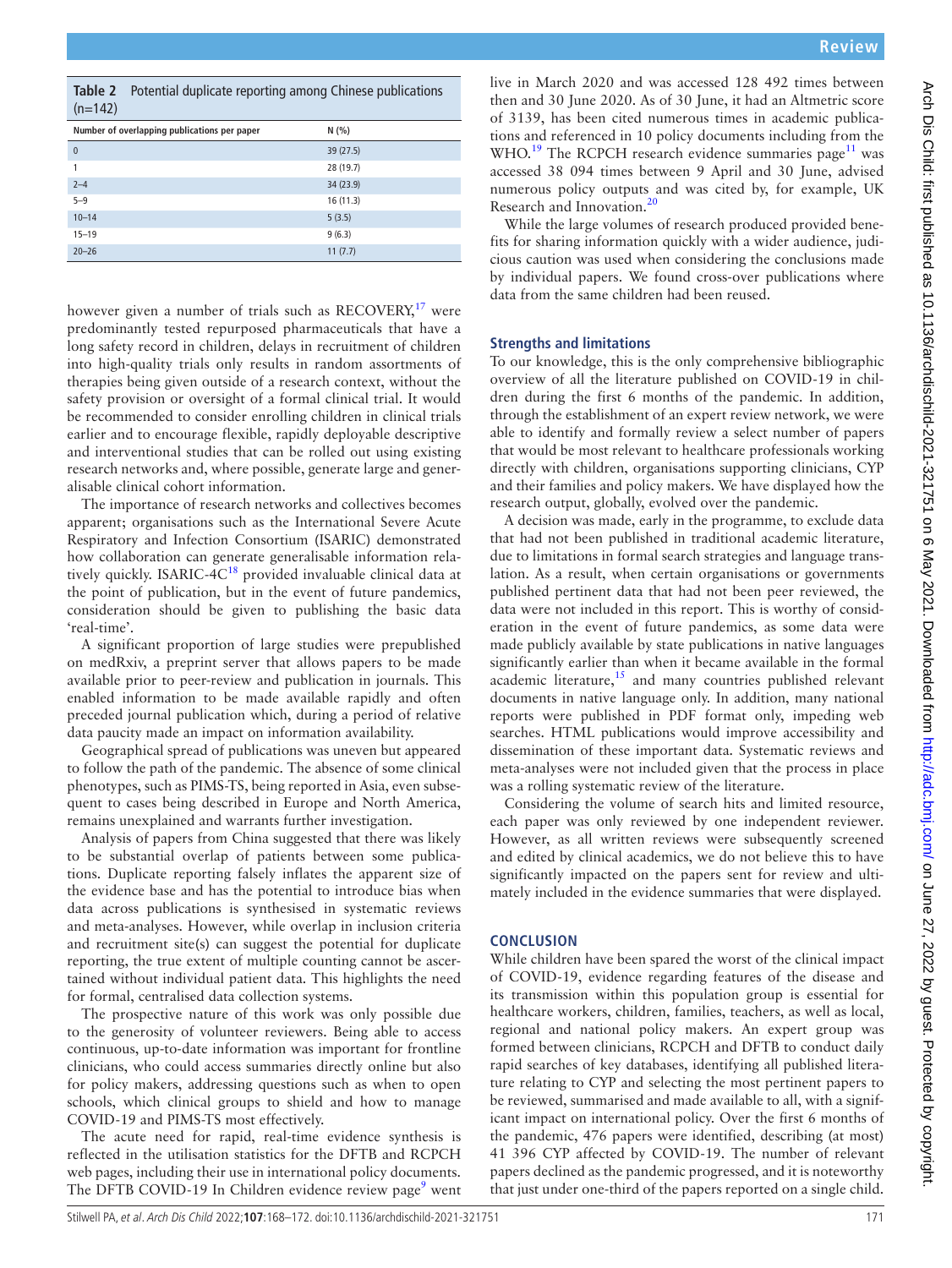**Table 2** Potential duplicate reporting among Chinese publications (n=142)

| Number of overlapping publications per paper | N (%) |
|---|---|
| 0 | 39 (27.5) |
| 1 | 28 (19.7) |
| 2–4 | 34 (23.9) |
| 5–9 | 16 (11.3) |
| 10–14 | 5 (3.5) |
| 15–19 | 9 (6.3) |
| 20–26 | 11 (7.7) |

however given a number of trials such as RECOVERY,[17] were predominantly tested repurposed pharmaceuticals that have a long safety record in children, delays in recruitment of children into high-quality trials only results in random assortments of therapies being given outside of a research context, without the safety provision or oversight of a formal clinical trial. It would be recommended to consider enrolling children in clinical trials earlier and to encourage flexible, rapidly deployable descriptive and interventional studies that can be rolled out using existing research networks and, where possible, generate large and generalisable clinical cohort information.

The importance of research networks and collectives becomes apparent; organisations such as the International Severe Acute Respiratory and Infection Consortium (ISARIC) demonstrated how collaboration can generate generalisable information relatively quickly. ISARIC-4C[18] provided invaluable clinical data at the point of publication, but in the event of future pandemics, consideration should be given to publishing the basic data 'real-time'.

A significant proportion of large studies were prepublished on medRxiv, a preprint server that allows papers to be made available prior to peer-review and publication in journals. This enabled information to be made available rapidly and often preceded journal publication which, during a period of relative data paucity made an impact on information availability.

Geographical spread of publications was uneven but appeared to follow the path of the pandemic. The absence of some clinical phenotypes, such as PIMS-TS, being reported in Asia, even subsequent to cases being described in Europe and North America, remains unexplained and warrants further investigation.

Analysis of papers from China suggested that there was likely to be substantial overlap of patients between some publications. Duplicate reporting falsely inflates the apparent size of the evidence base and has the potential to introduce bias when data across publications is synthesised in systematic reviews and meta-analyses. However, while overlap in inclusion criteria and recruitment site(s) can suggest the potential for duplicate reporting, the true extent of multiple counting cannot be ascertained without individual patient data. This highlights the need for formal, centralised data collection systems.

The prospective nature of this work was only possible due to the generosity of volunteer reviewers. Being able to access continuous, up-to-date information was important for frontline clinicians, who could access summaries directly online but also for policy makers, addressing questions such as when to open schools, which clinical groups to shield and how to manage COVID-19 and PIMS-TS most effectively.

The acute need for rapid, real-time evidence synthesis is reflected in the utilisation statistics for the DFTB and RCPCH web pages, including their use in international policy documents. The DFTB COVID-19 In Children evidence review page[9] went live in March 2020 and was accessed 128 492 times between then and 30 June 2020. As of 30 June, it had an Altmetric score of 3139, has been cited numerous times in academic publications and referenced in 10 policy documents including from the WHO.[19] The RCPCH research evidence summaries page[11] was accessed 38 094 times between 9 April and 30 June, advised numerous policy outputs and was cited by, for example, UK Research and Innovation.[20]

While the large volumes of research produced provided benefits for sharing information quickly with a wider audience, judicious caution was used when considering the conclusions made by individual papers. We found cross-over publications where data from the same children had been reused.

## Strengths and limitations

To our knowledge, this is the only comprehensive bibliographic overview of all the literature published on COVID-19 in children during the first 6 months of the pandemic. In addition, through the establishment of an expert review network, we were able to identify and formally review a select number of papers that would be most relevant to healthcare professionals working directly with children, organisations supporting clinicians, CYP and their families and policy makers. We have displayed how the research output, globally, evolved over the pandemic.

A decision was made, early in the programme, to exclude data that had not been published in traditional academic literature, due to limitations in formal search strategies and language translation. As a result, when certain organisations or governments published pertinent data that had not been peer reviewed, the data were not included in this report. This is worthy of consideration in the event of future pandemics, as some data were made publicly available by state publications in native languages significantly earlier than when it became available in the formal academic literature,[15] and many countries published relevant documents in native language only. In addition, many national reports were published in PDF format only, impeding web searches. HTML publications would improve accessibility and dissemination of these important data. Systematic reviews and meta-analyses were not included given that the process in place was a rolling systematic review of the literature.

Considering the volume of search hits and limited resource, each paper was only reviewed by one independent reviewer. However, as all written reviews were subsequently screened and edited by clinical academics, we do not believe this to have significantly impacted on the papers sent for review and ultimately included in the evidence summaries that were displayed.

## CONCLUSION

While children have been spared the worst of the clinical impact of COVID-19, evidence regarding features of the disease and its transmission within this population group is essential for healthcare workers, children, families, teachers, as well as local, regional and national policy makers. An expert group was formed between clinicians, RCPCH and DFTB to conduct daily rapid searches of key databases, identifying all published literature relating to CYP and selecting the most pertinent papers to be reviewed, summarised and made available to all, with a significant impact on international policy. Over the first 6 months of the pandemic, 476 papers were identified, describing (at most) 41 396 CYP affected by COVID-19. The number of relevant papers declined as the pandemic progressed, and it is noteworthy that just under one-third of the papers reported on a single child.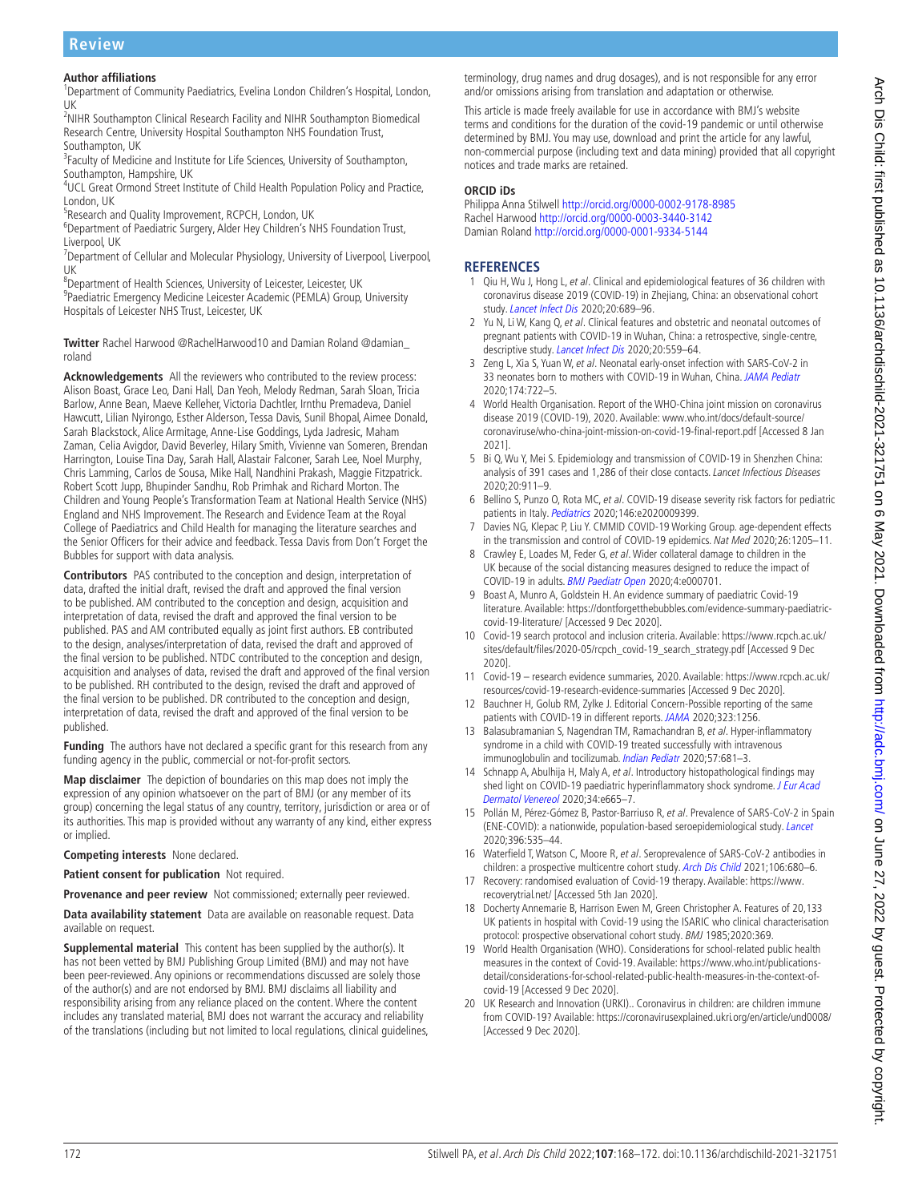**Author affiliations**

[1]Department of Community Paediatrics, Evelina London Children's Hospital, London, UK
[2]NIHR Southampton Clinical Research Facility and NIHR Southampton Biomedical Research Centre, University Hospital Southampton NHS Foundation Trust, Southampton, UK
[3]Faculty of Medicine and Institute for Life Sciences, University of Southampton, Southampton, Hampshire, UK
[4]UCL Great Ormond Street Institute of Child Health Population Policy and Practice, London, UK
[5]Research and Quality Improvement, RCPCH, London, UK
[6]Department of Paediatric Surgery, Alder Hey Children's NHS Foundation Trust, Liverpool, UK
[7]Department of Cellular and Molecular Physiology, University of Liverpool, Liverpool, UK
[8]Department of Health Sciences, University of Leicester, Leicester, UK
[9]Paediatric Emergency Medicine Leicester Academic (PEMLA) Group, University Hospitals of Leicester NHS Trust, Leicester, UK

**Twitter** Rachel Harwood @RachelHarwood10 and Damian Roland @damian_roland

**Acknowledgements** All the reviewers who contributed to the review process: Alison Boast, Grace Leo, Dani Hall, Dan Yeoh, Melody Redman, Sarah Sloan, Tricia Barlow, Anne Bean, Maeve Kelleher, Victoria Dachtler, Irnthu Premadeva, Daniel Hawcutt, Lilian Nyirongo, Esther Alderson, Tessa Davis, Sunil Bhopal, Aimee Donald, Sarah Blackstock, Alice Armitage, Anne-Lise Goddings, Lyda Jadresic, Maham Zaman, Celia Avigdor, David Beverley, Hilary Smith, Vivienne van Someren, Brendan Harrington, Louise Tina Day, Sarah Hall, Alastair Falconer, Sarah Lee, Noel Murphy, Chris Lamming, Carlos de Sousa, Mike Hall, Nandhini Prakash, Maggie Fitzpatrick. Robert Scott Jupp, Bhupinder Sandhu, Rob Primhak and Richard Morton. The Children and Young People's Transformation Team at National Health Service (NHS) England and NHS Improvement. The Research and Evidence Team at the Royal College of Paediatrics and Child Health for managing the literature searches and the Senior Officers for their advice and feedback. Tessa Davis from Don't Forget the Bubbles for support with data analysis.

**Contributors** PAS contributed to the conception and design, interpretation of data, drafted the initial draft, revised the draft and approved the final version to be published. AM contributed to the conception and design, acquisition and interpretation of data, revised the draft and approved the final version to be published. PAS and AM contributed equally as joint first authors. EB contributed to the design, analyses/interpretation of data, revised the draft and approved of the final version to be published. NTDC contributed to the conception and design, acquisition and analyses of data, revised the draft and approved of the final version to be published. RH contributed to the design, revised the draft and approved of the final version to be published. DR contributed to the conception and design, interpretation of data, revised the draft and approved of the final version to be published.

**Funding** The authors have not declared a specific grant for this research from any funding agency in the public, commercial or not-for-profit sectors.

**Map disclaimer** The depiction of boundaries on this map does not imply the expression of any opinion whatsoever on the part of BMJ (or any member of its group) concerning the legal status of any country, territory, jurisdiction or area or of its authorities. This map is provided without any warranty of any kind, either express or implied.

**Competing interests** None declared.

**Patient consent for publication** Not required.

**Provenance and peer review** Not commissioned; externally peer reviewed.

**Data availability statement** Data are available on reasonable request. Data available on request.

**Supplemental material** This content has been supplied by the author(s). It has not been vetted by BMJ Publishing Group Limited (BMJ) and may not have been peer-reviewed. Any opinions or recommendations discussed are solely those of the author(s) and are not endorsed by BMJ. BMJ disclaims all liability and responsibility arising from any reliance placed on the content. Where the content includes any translated material, BMJ does not warrant the accuracy and reliability of the translations (including but not limited to local regulations, clinical guidelines, terminology, drug names and drug dosages), and is not responsible for any error and/or omissions arising from translation and adaptation or otherwise.

This article is made freely available for use in accordance with BMJ's website terms and conditions for the duration of the covid-19 pandemic or until otherwise determined by BMJ. You may use, download and print the article for any lawful, non-commercial purpose (including text and data mining) provided that all copyright notices and trade marks are retained.

**ORCID iDs**

Philippa Anna Stilwell http://orcid.org/0000-0002-9178-8985
Rachel Harwood http://orcid.org/0000-0003-3440-3142
Damian Roland http://orcid.org/0000-0001-9334-5144

## REFERENCES

1. Qiu H, Wu J, Hong L, *et al*. Clinical and epidemiological features of 36 children with coronavirus disease 2019 (COVID-19) in Zhejiang, China: an observational cohort study. *Lancet Infect Dis* 2020;20:689–96.
2. Yu N, Li W, Kang Q, *et al*. Clinical features and obstetric and neonatal outcomes of pregnant patients with COVID-19 in Wuhan, China: a retrospective, single-centre, descriptive study. *Lancet Infect Dis* 2020;20:559–64.
3. Zeng L, Xia S, Yuan W, *et al*. Neonatal early-onset infection with SARS-CoV-2 in 33 neonates born to mothers with COVID-19 in Wuhan, China. *JAMA Pediatr* 2020;174:722–5.
4. World Health Organisation. Report of the WHO-China joint mission on coronavirus disease 2019 (COVID-19), 2020. Available: www.who.int/docs/default-source/coronaviruse/who-china-joint-mission-on-covid-19-final-report.pdf [Accessed 8 Jan 2021].
5. Bi Q, Wu Y, Mei S. Epidemiology and transmission of COVID-19 in Shenzhen China: analysis of 391 cases and 1,286 of their close contacts. *Lancet Infectious Diseases* 2020;20:911–9.
6. Bellino S, Punzo O, Rota MC, *et al*. COVID-19 disease severity risk factors for pediatric patients in Italy. *Pediatrics* 2020;146:e2020009399.
7. Davies NG, Klepac P, Liu Y. CMMID COVID-19 Working Group. age-dependent effects in the transmission and control of COVID-19 epidemics. *Nat Med* 2020;26:1205–11.
8. Crawley E, Loades M, Feder G, *et al*. Wider collateral damage to children in the UK because of the social distancing measures designed to reduce the impact of COVID-19 in adults. *BMJ Paediatr Open* 2020;4:e000701.
9. Boast A, Munro A, Goldstein H. An evidence summary of paediatric Covid-19 literature. Available: https://dontforgetthebubbles.com/evidence-summary-paediatric-covid-19-literature/ [Accessed 9 Dec 2020].
10. Covid-19 search protocol and inclusion criteria. Available: https://www.rcpch.ac.uk/sites/default/files/2020-05/rcpch_covid-19_search_strategy.pdf [Accessed 9 Dec 2020].
11. Covid-19 – research evidence summaries, 2020. Available: https://www.rcpch.ac.uk/resources/covid-19-research-evidence-summaries [Accessed 9 Dec 2020].
12. Bauchner H, Golub RM, Zylke J. Editorial Concern-Possible reporting of the same patients with COVID-19 in different reports. *JAMA* 2020;323:1256.
13. Balasubramanian S, Nagendran TM, Ramachandran B, *et al*. Hyper-inflammatory syndrome in a child with COVID-19 treated successfully with intravenous immunoglobulin and tocilizumab. *Indian Pediatr* 2020;57:681–3.
14. Schnapp A, Abulhija H, Maly A, *et al*. Introductory histopathological findings may shed light on COVID-19 paediatric hyperinflammatory shock syndrome. *J Eur Acad Dermatol Venereol* 2020;34:e665–7.
15. Pollán M, Pérez-Gómez B, Pastor-Barriuso R, *et al*. Prevalence of SARS-CoV-2 in Spain (ENE-COVID): a nationwide, population-based seroepidemiological study. *Lancet* 2020;396:535–44.
16. Waterfield T, Watson C, Moore R, *et al*. Seroprevalence of SARS-CoV-2 antibodies in children: a prospective multicentre cohort study. *Arch Dis Child* 2021;106:680–6.
17. Recovery: randomised evaluation of Covid-19 therapy. Available: https://www.recoverytrial.net/ [Accessed 5th Jan 2020].
18. Docherty Annemarie B, Harrison Ewen M, Green Christopher A. Features of 20,133 UK patients in hospital with Covid-19 using the ISARIC who clinical characterisation protocol: prospective observational cohort study. *BMJ* 1985;2020:369.
19. World Health Organisation (WHO). Considerations for school-related public health measures in the context of Covid-19. Available: https://www.who.int/publications-detail/considerations-for-school-related-public-health-measures-in-the-context-of-covid-19 [Accessed 9 Dec 2020].
20. UK Research and Innovation (URKI).. Coronavirus in children: are children immune from COVID-19? Available: https://coronavirusexplained.ukri.org/en/article/und0008/ [Accessed 9 Dec 2020].